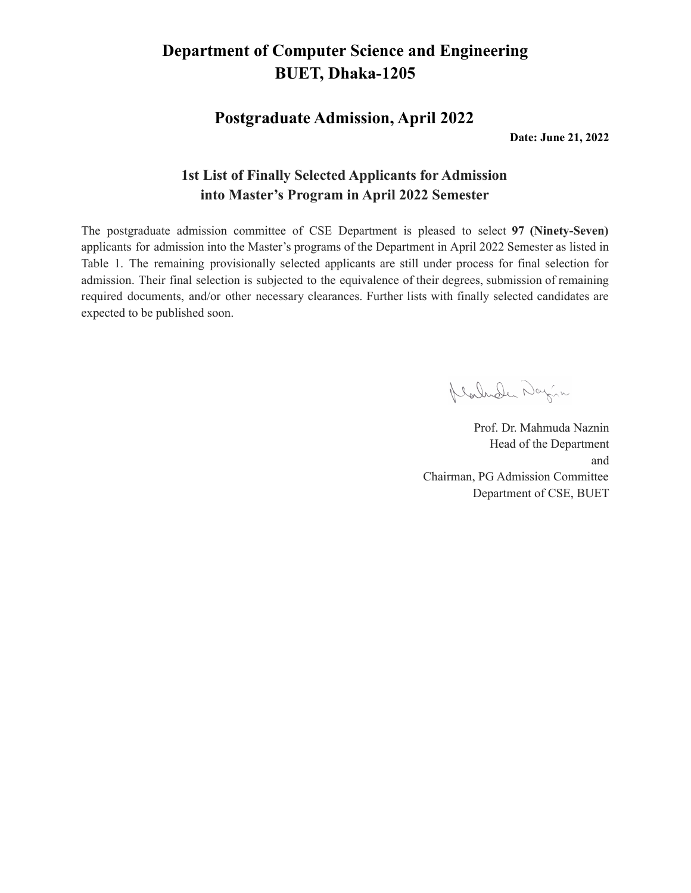# Department of Computer Science and Engineering
# BUET, Dhaka-1205

## Postgraduate Admission, April 2022

**Date: June 21, 2022**

### 1st List of Finally Selected Applicants for Admission into Master's Program in April 2022 Semester

The postgraduate admission committee of CSE Department is pleased to select **97 (Ninety-Seven)** applicants for admission into the Master's programs of the Department in April 2022 Semester as listed in Table 1. The remaining provisionally selected applicants are still under process for final selection for admission. Their final selection is subjected to the equivalence of their degrees, submission of remaining required documents, and/or other necessary clearances. Further lists with finally selected candidates are expected to be published soon.

Prof. Dr. Mahmuda Naznin
Head of the Department
and
Chairman, PG Admission Committee
Department of CSE, BUET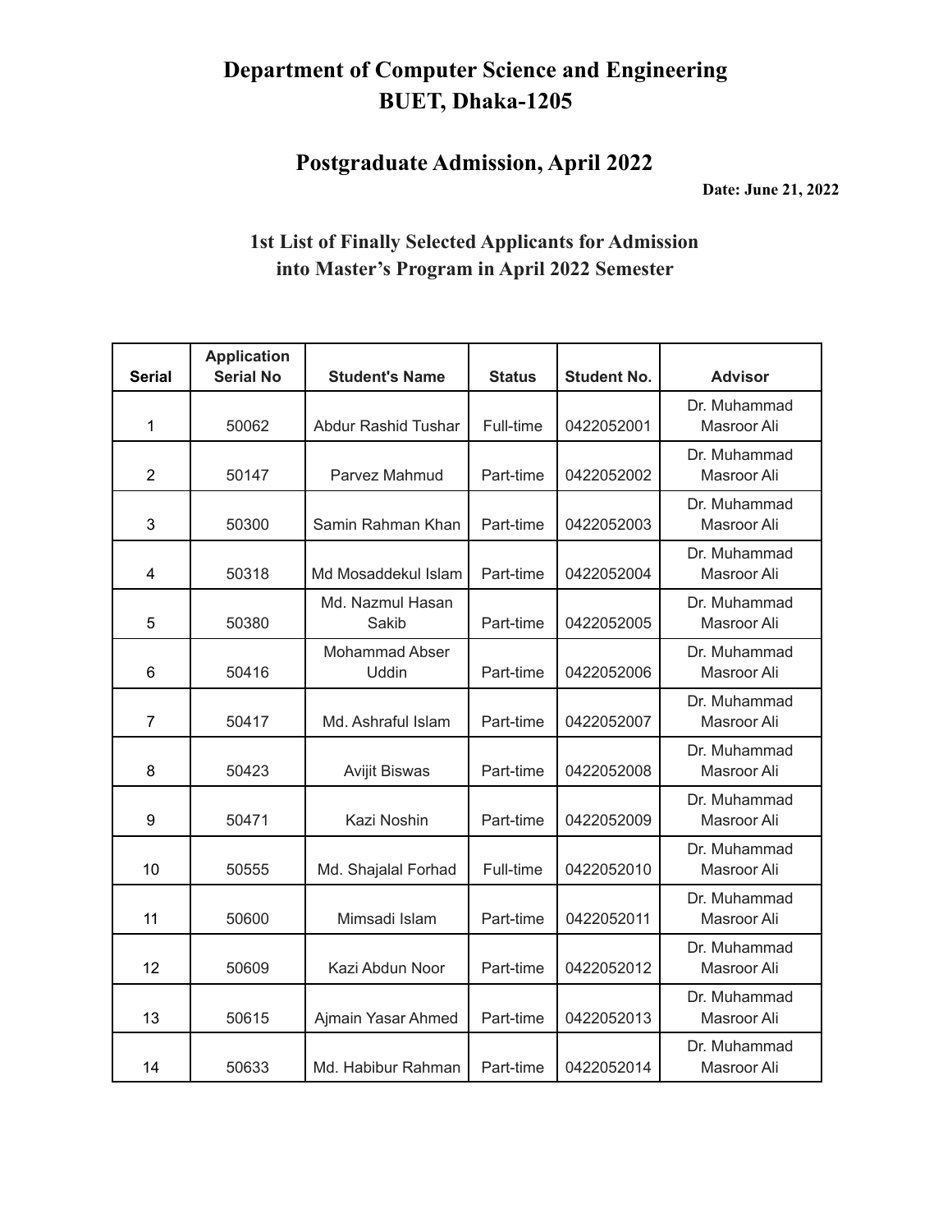# Department of Computer Science and Engineering
# BUET, Dhaka-1205

## Postgraduate Admission, April 2022

**Date: June 21, 2022**

### 1st List of Finally Selected Applicants for Admission into Master's Program in April 2022 Semester

| Serial | Application Serial No | Student's Name | Status | Student No. | Advisor |
|---|---|---|---|---|---|
| 1 | 50062 | Abdur Rashid Tushar | Full-time | 0422052001 | Dr. Muhammad Masroor Ali |
| 2 | 50147 | Parvez Mahmud | Part-time | 0422052002 | Dr. Muhammad Masroor Ali |
| 3 | 50300 | Samin Rahman Khan | Part-time | 0422052003 | Dr. Muhammad Masroor Ali |
| 4 | 50318 | Md Mosaddekul Islam | Part-time | 0422052004 | Dr. Muhammad Masroor Ali |
| 5 | 50380 | Md. Nazmul Hasan Sakib | Part-time | 0422052005 | Dr. Muhammad Masroor Ali |
| 6 | 50416 | Mohammad Abser Uddin | Part-time | 0422052006 | Dr. Muhammad Masroor Ali |
| 7 | 50417 | Md. Ashraful Islam | Part-time | 0422052007 | Dr. Muhammad Masroor Ali |
| 8 | 50423 | Avijit Biswas | Part-time | 0422052008 | Dr. Muhammad Masroor Ali |
| 9 | 50471 | Kazi Noshin | Part-time | 0422052009 | Dr. Muhammad Masroor Ali |
| 10 | 50555 | Md. Shajalal Forhad | Full-time | 0422052010 | Dr. Muhammad Masroor Ali |
| 11 | 50600 | Mimsadi Islam | Part-time | 0422052011 | Dr. Muhammad Masroor Ali |
| 12 | 50609 | Kazi Abdun Noor | Part-time | 0422052012 | Dr. Muhammad Masroor Ali |
| 13 | 50615 | Ajmain Yasar Ahmed | Part-time | 0422052013 | Dr. Muhammad Masroor Ali |
| 14 | 50633 | Md. Habibur Rahman | Part-time | 0422052014 | Dr. Muhammad Masroor Ali |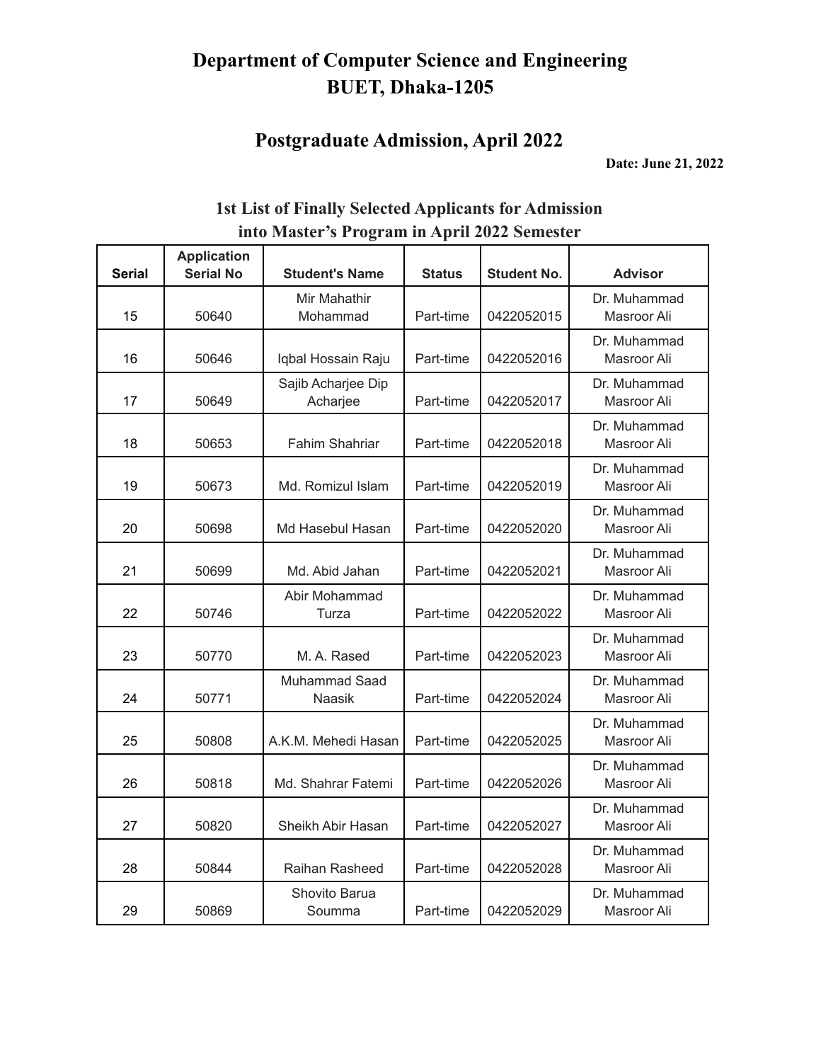# Department of Computer Science and Engineering
# BUET, Dhaka-1205

## Postgraduate Admission, April 2022

**Date: June 21, 2022**

### 1st List of Finally Selected Applicants for Admission into Master's Program in April 2022 Semester

| Serial | Application Serial No | Student's Name | Status | Student No. | Advisor |
|---|---|---|---|---|---|
| 15 | 50640 | Mir Mahathir Mohammad | Part-time | 0422052015 | Dr. Muhammad Masroor Ali |
| 16 | 50646 | Iqbal Hossain Raju | Part-time | 0422052016 | Dr. Muhammad Masroor Ali |
| 17 | 50649 | Sajib Acharjee Dip Acharjee | Part-time | 0422052017 | Dr. Muhammad Masroor Ali |
| 18 | 50653 | Fahim Shahriar | Part-time | 0422052018 | Dr. Muhammad Masroor Ali |
| 19 | 50673 | Md. Romizul Islam | Part-time | 0422052019 | Dr. Muhammad Masroor Ali |
| 20 | 50698 | Md Hasebul Hasan | Part-time | 0422052020 | Dr. Muhammad Masroor Ali |
| 21 | 50699 | Md. Abid Jahan | Part-time | 0422052021 | Dr. Muhammad Masroor Ali |
| 22 | 50746 | Abir Mohammad Turza | Part-time | 0422052022 | Dr. Muhammad Masroor Ali |
| 23 | 50770 | M. A. Rased | Part-time | 0422052023 | Dr. Muhammad Masroor Ali |
| 24 | 50771 | Muhammad Saad Naasik | Part-time | 0422052024 | Dr. Muhammad Masroor Ali |
| 25 | 50808 | A.K.M. Mehedi Hasan | Part-time | 0422052025 | Dr. Muhammad Masroor Ali |
| 26 | 50818 | Md. Shahrar Fatemi | Part-time | 0422052026 | Dr. Muhammad Masroor Ali |
| 27 | 50820 | Sheikh Abir Hasan | Part-time | 0422052027 | Dr. Muhammad Masroor Ali |
| 28 | 50844 | Raihan Rasheed | Part-time | 0422052028 | Dr. Muhammad Masroor Ali |
| 29 | 50869 | Shovito Barua Soumma | Part-time | 0422052029 | Dr. Muhammad Masroor Ali |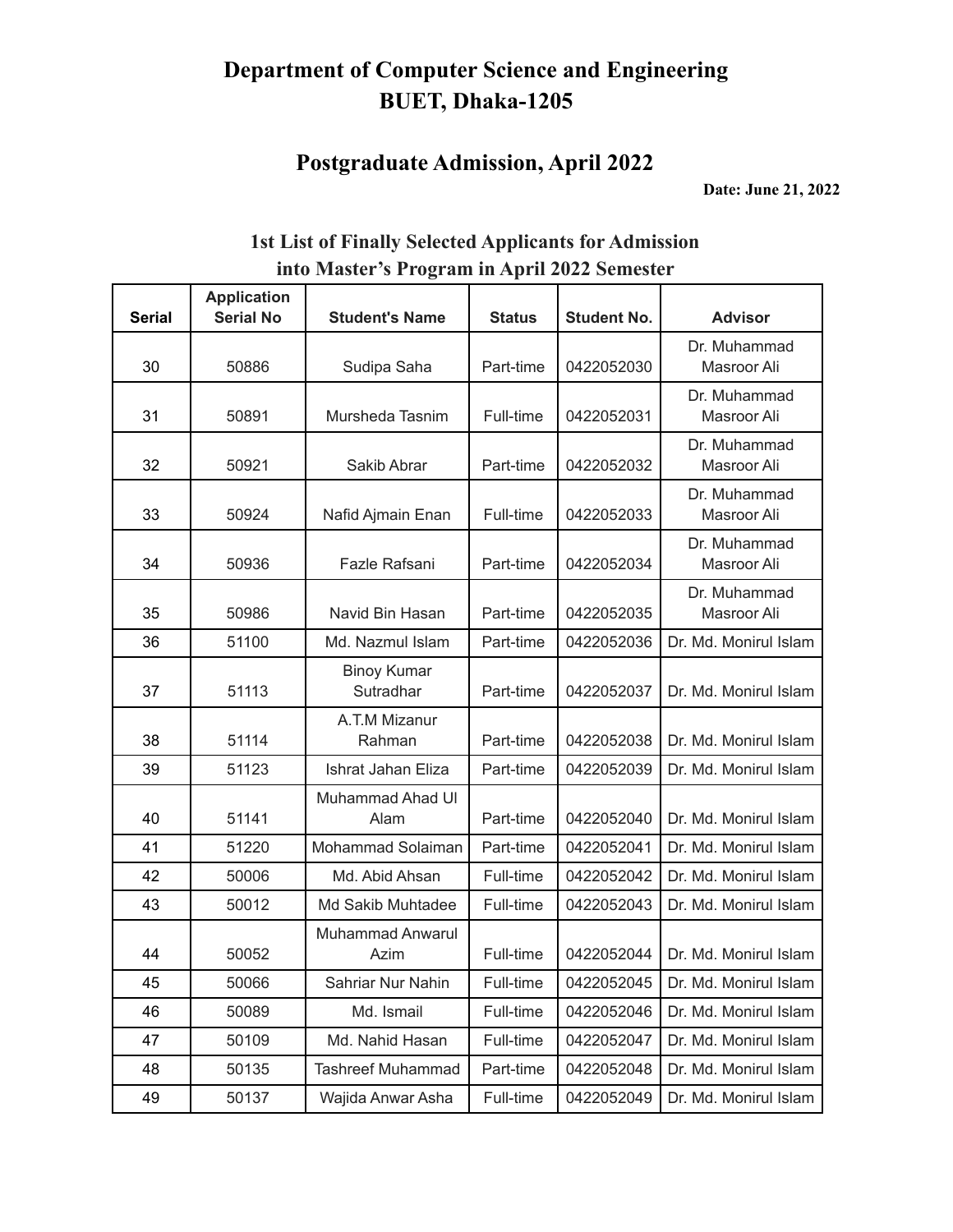# Department of Computer Science and Engineering
# BUET, Dhaka-1205

## Postgraduate Admission, April 2022

**Date: June 21, 2022**

### 1st List of Finally Selected Applicants for Admission into Master's Program in April 2022 Semester

| Serial | Application Serial No | Student's Name | Status | Student No. | Advisor |
|---|---|---|---|---|---|
| 30 | 50886 | Sudipa Saha | Part-time | 0422052030 | Dr. Muhammad Masroor Ali |
| 31 | 50891 | Mursheda Tasnim | Full-time | 0422052031 | Dr. Muhammad Masroor Ali |
| 32 | 50921 | Sakib Abrar | Part-time | 0422052032 | Dr. Muhammad Masroor Ali |
| 33 | 50924 | Nafid Ajmain Enan | Full-time | 0422052033 | Dr. Muhammad Masroor Ali |
| 34 | 50936 | Fazle Rafsani | Part-time | 0422052034 | Dr. Muhammad Masroor Ali |
| 35 | 50986 | Navid Bin Hasan | Part-time | 0422052035 | Dr. Muhammad Masroor Ali |
| 36 | 51100 | Md. Nazmul Islam | Part-time | 0422052036 | Dr. Md. Monirul Islam |
| 37 | 51113 | Binoy Kumar Sutradhar | Part-time | 0422052037 | Dr. Md. Monirul Islam |
| 38 | 51114 | A.T.M Mizanur Rahman | Part-time | 0422052038 | Dr. Md. Monirul Islam |
| 39 | 51123 | Ishrat Jahan Eliza | Part-time | 0422052039 | Dr. Md. Monirul Islam |
| 40 | 51141 | Muhammad Ahad Ul Alam | Part-time | 0422052040 | Dr. Md. Monirul Islam |
| 41 | 51220 | Mohammad Solaiman | Part-time | 0422052041 | Dr. Md. Monirul Islam |
| 42 | 50006 | Md. Abid Ahsan | Full-time | 0422052042 | Dr. Md. Monirul Islam |
| 43 | 50012 | Md Sakib Muhtadee | Full-time | 0422052043 | Dr. Md. Monirul Islam |
| 44 | 50052 | Muhammad Anwarul Azim | Full-time | 0422052044 | Dr. Md. Monirul Islam |
| 45 | 50066 | Sahriar Nur Nahin | Full-time | 0422052045 | Dr. Md. Monirul Islam |
| 46 | 50089 | Md. Ismail | Full-time | 0422052046 | Dr. Md. Monirul Islam |
| 47 | 50109 | Md. Nahid Hasan | Full-time | 0422052047 | Dr. Md. Monirul Islam |
| 48 | 50135 | Tashreef Muhammad | Part-time | 0422052048 | Dr. Md. Monirul Islam |
| 49 | 50137 | Wajida Anwar Asha | Full-time | 0422052049 | Dr. Md. Monirul Islam |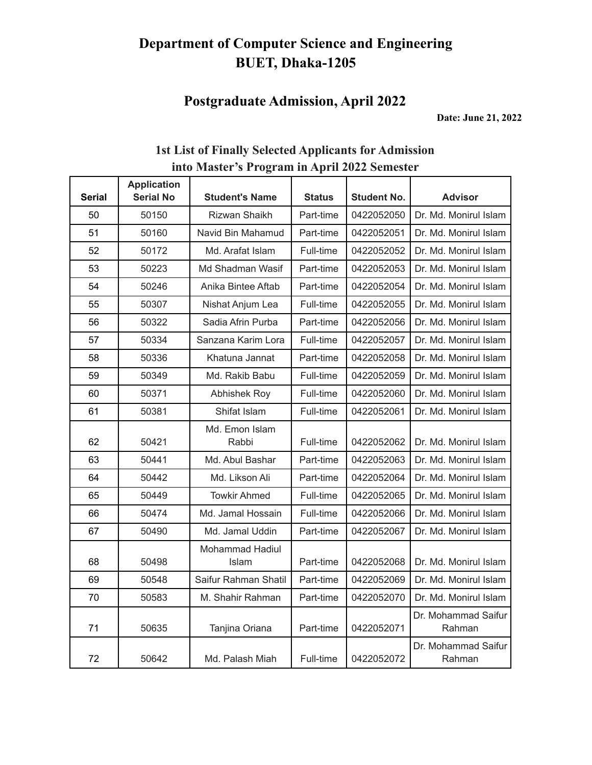# Department of Computer Science and Engineering
# BUET, Dhaka-1205

## Postgraduate Admission, April 2022

**Date: June 21, 2022**

### 1st List of Finally Selected Applicants for Admission into Master's Program in April 2022 Semester

| Serial | Application Serial No | Student's Name | Status | Student No. | Advisor |
|---|---|---|---|---|---|
| 50 | 50150 | Rizwan Shaikh | Part-time | 0422052050 | Dr. Md. Monirul Islam |
| 51 | 50160 | Navid Bin Mahamud | Part-time | 0422052051 | Dr. Md. Monirul Islam |
| 52 | 50172 | Md. Arafat Islam | Full-time | 0422052052 | Dr. Md. Monirul Islam |
| 53 | 50223 | Md Shadman Wasif | Part-time | 0422052053 | Dr. Md. Monirul Islam |
| 54 | 50246 | Anika Bintee Aftab | Part-time | 0422052054 | Dr. Md. Monirul Islam |
| 55 | 50307 | Nishat Anjum Lea | Full-time | 0422052055 | Dr. Md. Monirul Islam |
| 56 | 50322 | Sadia Afrin Purba | Part-time | 0422052056 | Dr. Md. Monirul Islam |
| 57 | 50334 | Sanzana Karim Lora | Full-time | 0422052057 | Dr. Md. Monirul Islam |
| 58 | 50336 | Khatuna Jannat | Part-time | 0422052058 | Dr. Md. Monirul Islam |
| 59 | 50349 | Md. Rakib Babu | Full-time | 0422052059 | Dr. Md. Monirul Islam |
| 60 | 50371 | Abhishek Roy | Full-time | 0422052060 | Dr. Md. Monirul Islam |
| 61 | 50381 | Shifat Islam | Full-time | 0422052061 | Dr. Md. Monirul Islam |
| 62 | 50421 | Md. Emon Islam Rabbi | Full-time | 0422052062 | Dr. Md. Monirul Islam |
| 63 | 50441 | Md. Abul Bashar | Part-time | 0422052063 | Dr. Md. Monirul Islam |
| 64 | 50442 | Md. Likson Ali | Part-time | 0422052064 | Dr. Md. Monirul Islam |
| 65 | 50449 | Towkir Ahmed | Full-time | 0422052065 | Dr. Md. Monirul Islam |
| 66 | 50474 | Md. Jamal Hossain | Full-time | 0422052066 | Dr. Md. Monirul Islam |
| 67 | 50490 | Md. Jamal Uddin | Part-time | 0422052067 | Dr. Md. Monirul Islam |
| 68 | 50498 | Mohammad Hadiul Islam | Part-time | 0422052068 | Dr. Md. Monirul Islam |
| 69 | 50548 | Saifur Rahman Shatil | Part-time | 0422052069 | Dr. Md. Monirul Islam |
| 70 | 50583 | M. Shahir Rahman | Part-time | 0422052070 | Dr. Md. Monirul Islam |
| 71 | 50635 | Tanjina Oriana | Part-time | 0422052071 | Dr. Mohammad Saifur Rahman |
| 72 | 50642 | Md. Palash Miah | Full-time | 0422052072 | Dr. Mohammad Saifur Rahman |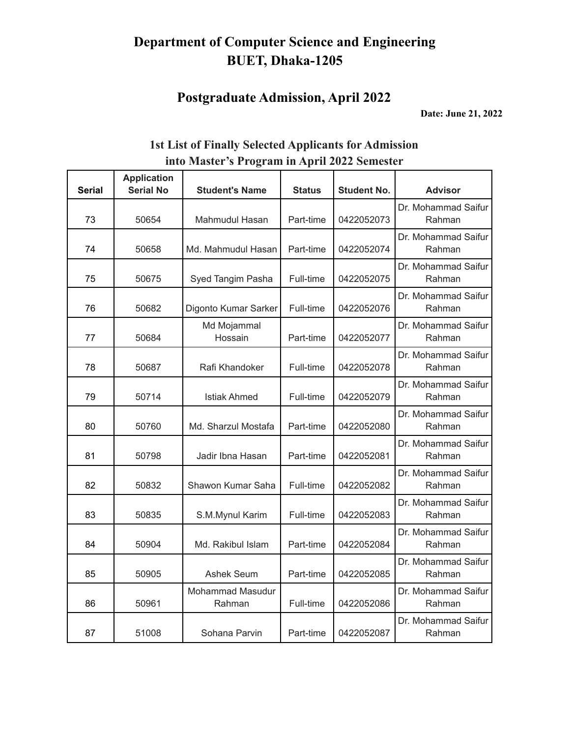# Department of Computer Science and Engineering
# BUET, Dhaka-1205

## Postgraduate Admission, April 2022

**Date: June 21, 2022**

### 1st List of Finally Selected Applicants for Admission into Master's Program in April 2022 Semester

| Serial | Application Serial No | Student's Name | Status | Student No. | Advisor |
|---|---|---|---|---|---|
| 73 | 50654 | Mahmudul Hasan | Part-time | 0422052073 | Dr. Mohammad Saifur Rahman |
| 74 | 50658 | Md. Mahmudul Hasan | Part-time | 0422052074 | Dr. Mohammad Saifur Rahman |
| 75 | 50675 | Syed Tangim Pasha | Full-time | 0422052075 | Dr. Mohammad Saifur Rahman |
| 76 | 50682 | Digonto Kumar Sarker | Full-time | 0422052076 | Dr. Mohammad Saifur Rahman |
| 77 | 50684 | Md Mojammal Hossain | Part-time | 0422052077 | Dr. Mohammad Saifur Rahman |
| 78 | 50687 | Rafi Khandoker | Full-time | 0422052078 | Dr. Mohammad Saifur Rahman |
| 79 | 50714 | Istiak Ahmed | Full-time | 0422052079 | Dr. Mohammad Saifur Rahman |
| 80 | 50760 | Md. Sharzul Mostafa | Part-time | 0422052080 | Dr. Mohammad Saifur Rahman |
| 81 | 50798 | Jadir Ibna Hasan | Part-time | 0422052081 | Dr. Mohammad Saifur Rahman |
| 82 | 50832 | Shawon Kumar Saha | Full-time | 0422052082 | Dr. Mohammad Saifur Rahman |
| 83 | 50835 | S.M.Mynul Karim | Full-time | 0422052083 | Dr. Mohammad Saifur Rahman |
| 84 | 50904 | Md. Rakibul Islam | Part-time | 0422052084 | Dr. Mohammad Saifur Rahman |
| 85 | 50905 | Ashek Seum | Part-time | 0422052085 | Dr. Mohammad Saifur Rahman |
| 86 | 50961 | Mohammad Masudur Rahman | Full-time | 0422052086 | Dr. Mohammad Saifur Rahman |
| 87 | 51008 | Sohana Parvin | Part-time | 0422052087 | Dr. Mohammad Saifur Rahman |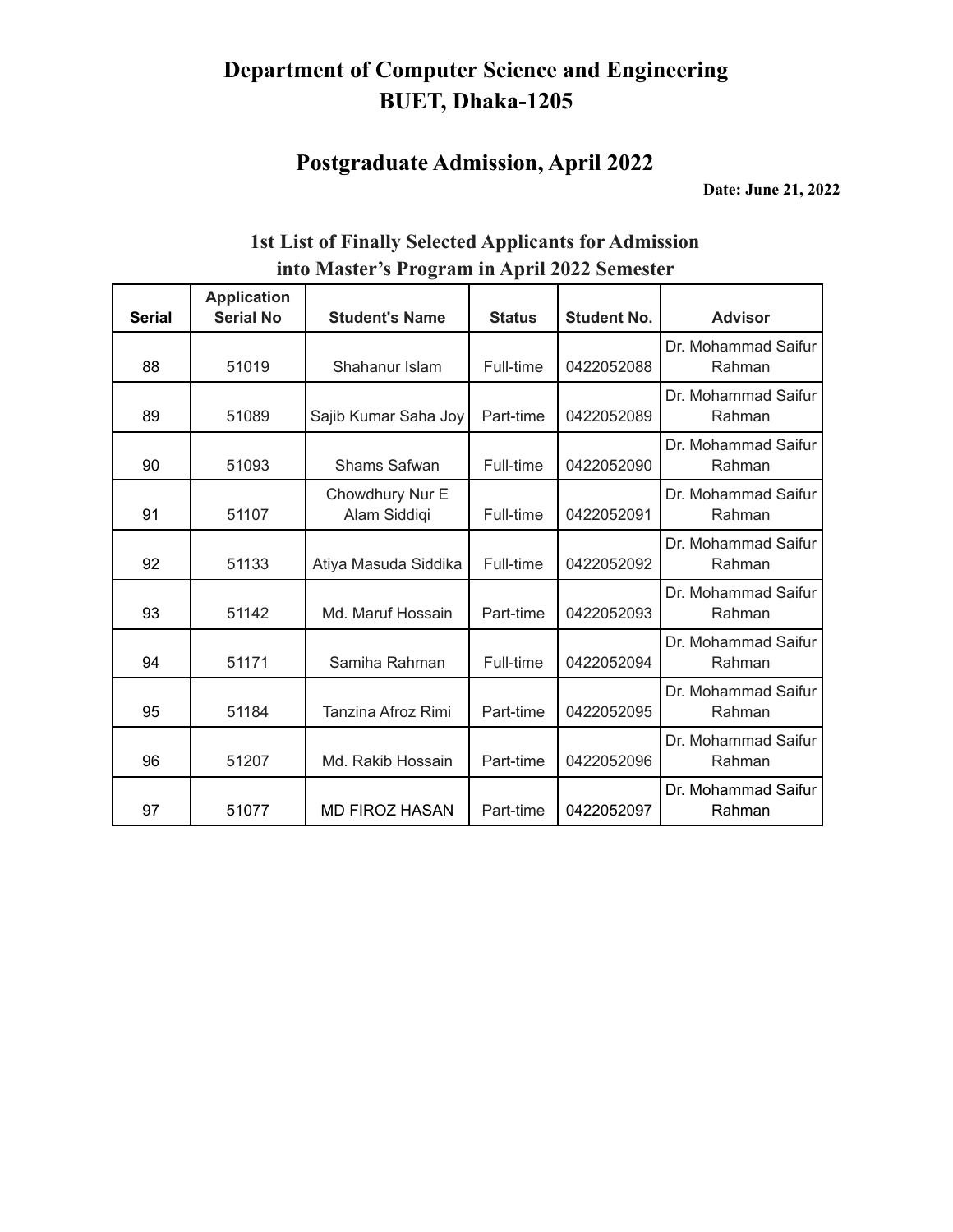# Department of Computer Science and Engineering
# BUET, Dhaka-1205

## Postgraduate Admission, April 2022

**Date: June 21, 2022**

### 1st List of Finally Selected Applicants for Admission into Master's Program in April 2022 Semester

| Serial | Application Serial No | Student's Name | Status | Student No. | Advisor |
|---|---|---|---|---|---|
| 88 | 51019 | Shahanur Islam | Full-time | 0422052088 | Dr. Mohammad Saifur Rahman |
| 89 | 51089 | Sajib Kumar Saha Joy | Part-time | 0422052089 | Dr. Mohammad Saifur Rahman |
| 90 | 51093 | Shams Safwan | Full-time | 0422052090 | Dr. Mohammad Saifur Rahman |
| 91 | 51107 | Chowdhury Nur E Alam Siddiqi | Full-time | 0422052091 | Dr. Mohammad Saifur Rahman |
| 92 | 51133 | Atiya Masuda Siddika | Full-time | 0422052092 | Dr. Mohammad Saifur Rahman |
| 93 | 51142 | Md. Maruf Hossain | Part-time | 0422052093 | Dr. Mohammad Saifur Rahman |
| 94 | 51171 | Samiha Rahman | Full-time | 0422052094 | Dr. Mohammad Saifur Rahman |
| 95 | 51184 | Tanzina Afroz Rimi | Part-time | 0422052095 | Dr. Mohammad Saifur Rahman |
| 96 | 51207 | Md. Rakib Hossain | Part-time | 0422052096 | Dr. Mohammad Saifur Rahman |
| 97 | 51077 | MD FIROZ HASAN | Part-time | 0422052097 | Dr. Mohammad Saifur Rahman |